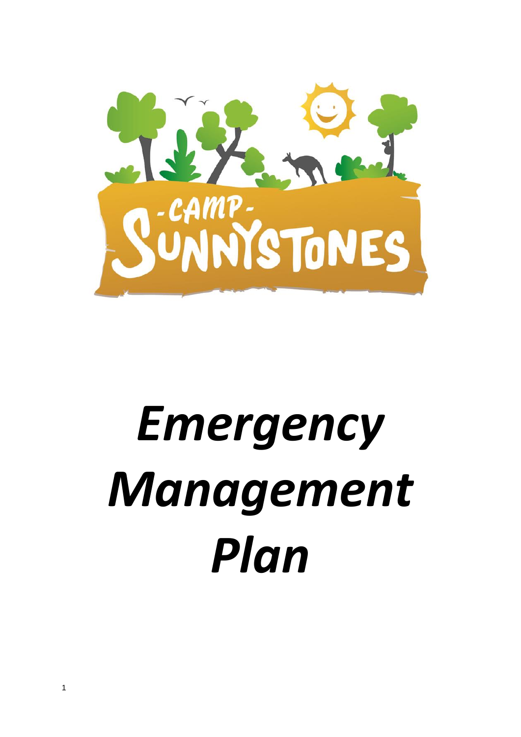-CAMP- SUNNYSTONES

# *Emergency Management Plan*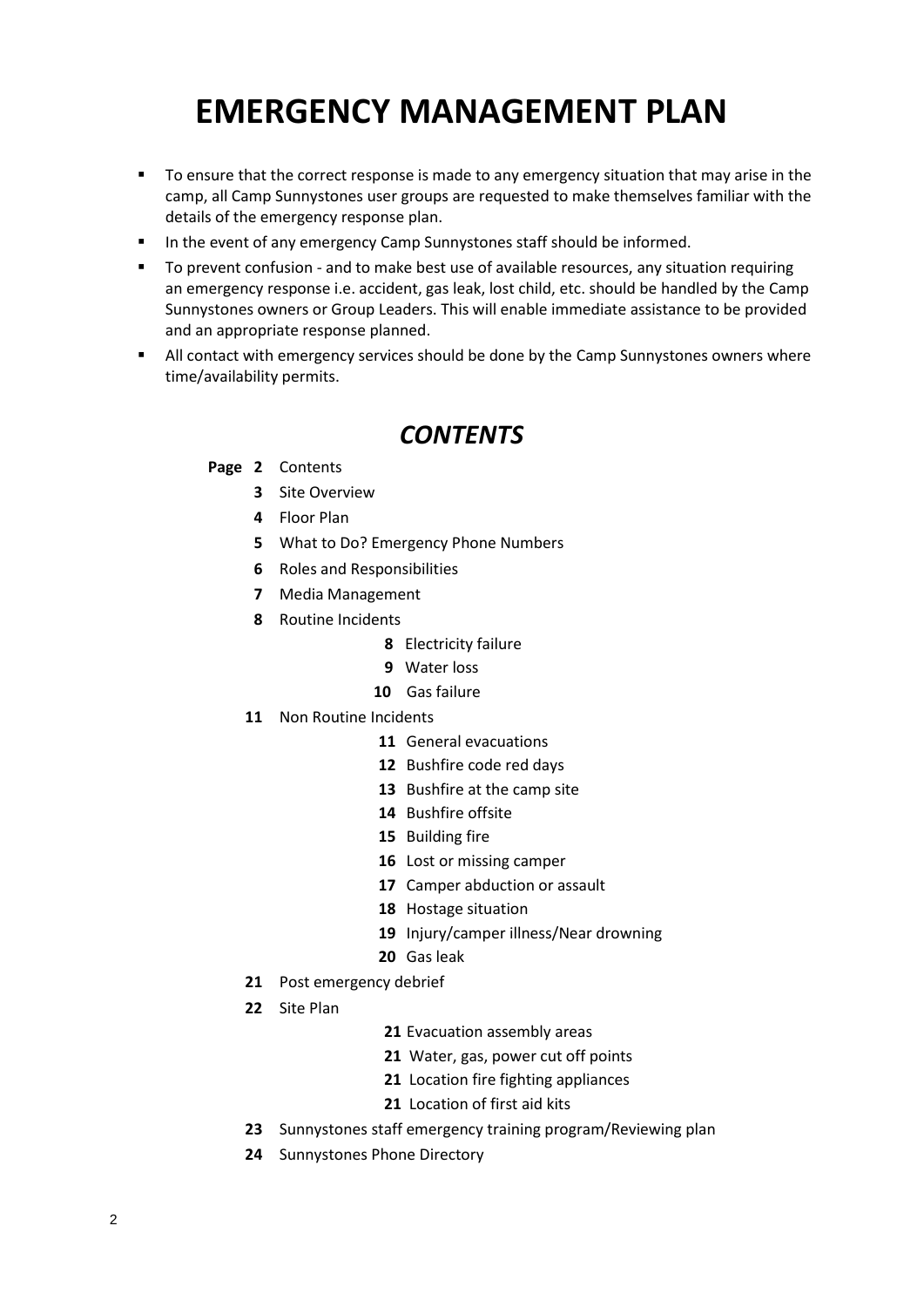# EMERGENCY MANAGEMENT PLAN

- To ensure that the correct response is made to any emergency situation that may arise in the camp, all Camp Sunnystones user groups are requested to make themselves familiar with the details of the emergency response plan.
- In the event of any emergency Camp Sunnystones staff should be informed.
- To prevent confusion - and to make best use of available resources, any situation requiring an emergency response i.e. accident, gas leak, lost child, etc. should be handled by the Camp Sunnystones owners or Group Leaders. This will enable immediate assistance to be provided and an appropriate response planned.
- All contact with emergency services should be done by the Camp Sunnystones owners where time/availability permits.

## *CONTENTS*

**Page 2** Contents

- **3** Site Overview
- **4** Floor Plan
- **5** What to Do? Emergency Phone Numbers
- **6** Roles and Responsibilities
- **7** Media Management
- **8** Routine Incidents
  - **8** Electricity failure
  - **9** Water loss
  - **10** Gas failure
- **11** Non Routine Incidents
  - **11** General evacuations
  - **12** Bushfire code red days
  - **13** Bushfire at the camp site
  - **14** Bushfire offsite
  - **15** Building fire
  - **16** Lost or missing camper
  - **17** Camper abduction or assault
  - **18** Hostage situation
  - **19** Injury/camper illness/Near drowning
  - **20** Gas leak
- **21** Post emergency debrief
- **22** Site Plan
  - **21** Evacuation assembly areas
  - **21** Water, gas, power cut off points
  - **21** Location fire fighting appliances
  - **21** Location of first aid kits
- **23** Sunnystones staff emergency training program/Reviewing plan
- **24** Sunnystones Phone Directory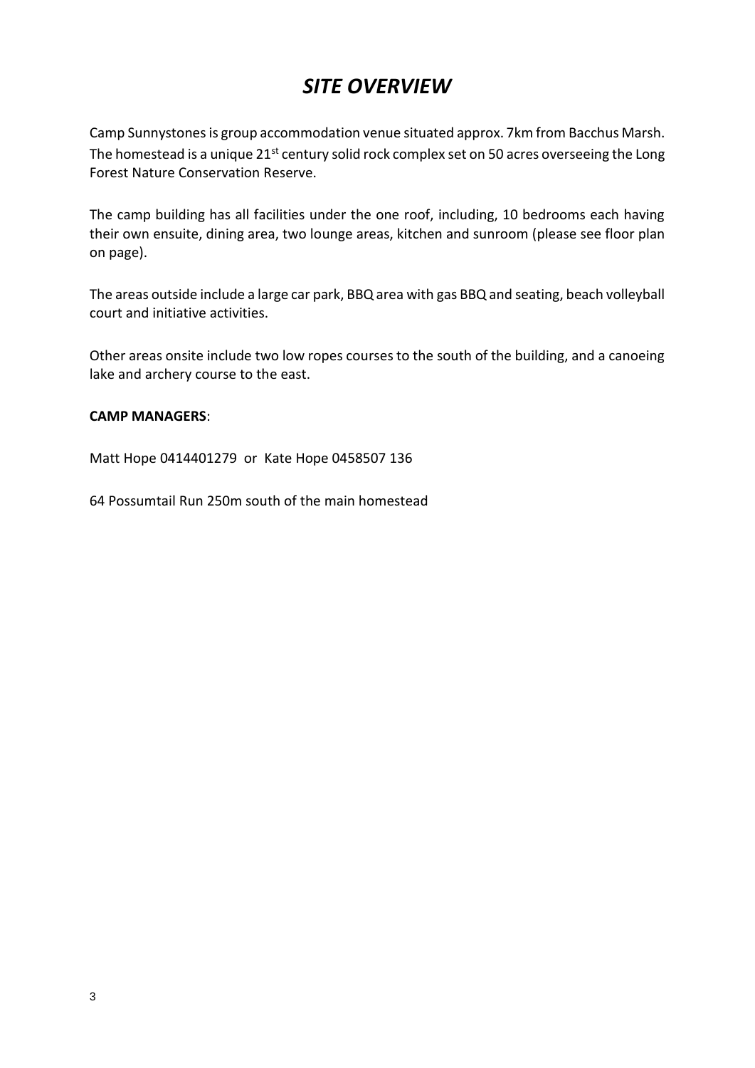# *SITE OVERVIEW*

Camp Sunnystones is group accommodation venue situated approx. 7km from Bacchus Marsh. The homestead is a unique 21st century solid rock complex set on 50 acres overseeing the Long Forest Nature Conservation Reserve.

The camp building has all facilities under the one roof, including, 10 bedrooms each having their own ensuite, dining area, two lounge areas, kitchen and sunroom (please see floor plan on page).

The areas outside include a large car park, BBQ area with gas BBQ and seating, beach volleyball court and initiative activities.

Other areas onsite include two low ropes courses to the south of the building, and a canoeing lake and archery course to the east.

**CAMP MANAGERS**:

Matt Hope 0414401279 or Kate Hope 0458507 136

64 Possumtail Run 250m south of the main homestead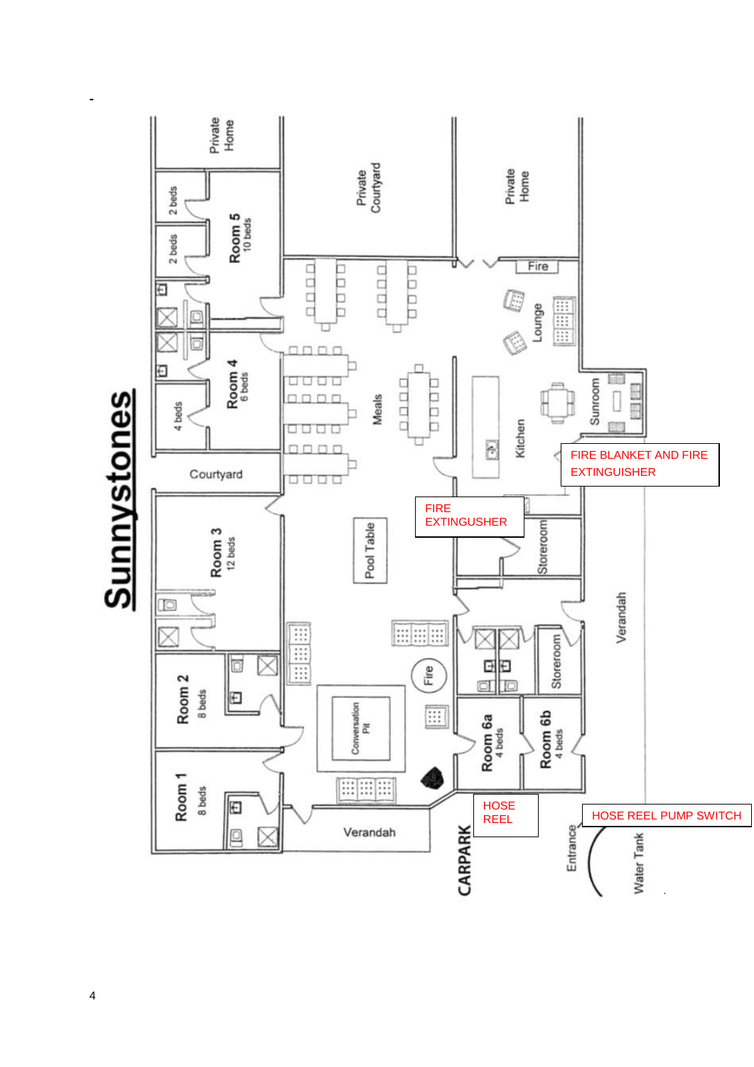# Sunnystones

Private Home

Private Courtyard

Private Home

Room 5
10 beds

2 beds

2 beds

Room 4
6 beds

4 beds

Fire

Lounge

Sunroom

Meals

Kitchen

Courtyard

FIRE BLANKET AND FIRE EXTINGUISHER

FIRE EXTINGUSHER

Room 3
12 beds

Pool Table

Storeroom

Verandah

Storeroom

Fire

Room 2
8 beds

Conversation Pit

Room 6a
4 beds

Room 6b
4 beds

Room 1
8 beds

Verandah

HOSE REEL

HOSE REEL PUMP SWITCH

CARPARK

Entrance

Water Tank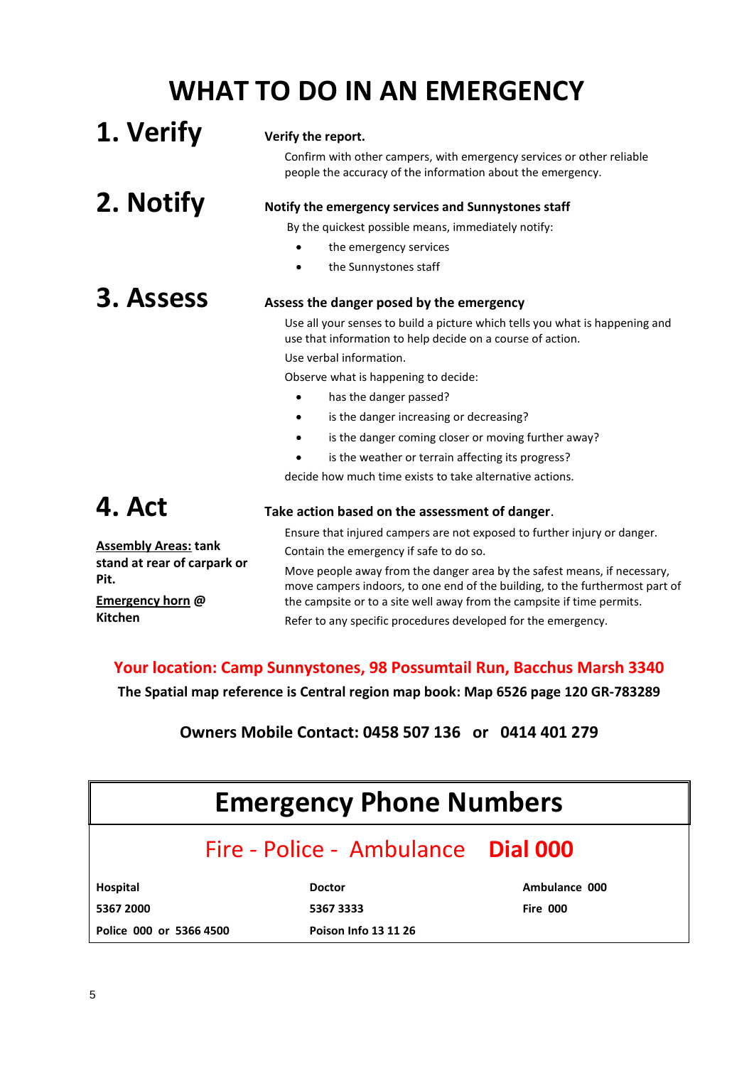# WHAT TO DO IN AN EMERGENCY

## 1. Verify

**Verify the report.**

Confirm with other campers, with emergency services or other reliable people the accuracy of the information about the emergency.

## 2. Notify

**Notify the emergency services and Sunnystones staff**

By the quickest possible means, immediately notify:

- the emergency services
- the Sunnystones staff

## 3. Assess

**Assess the danger posed by the emergency**

Use all your senses to build a picture which tells you what is happening and use that information to help decide on a course of action.

Use verbal information.

Observe what is happening to decide:

- has the danger passed?
- is the danger increasing or decreasing?
- is the danger coming closer or moving further away?
- is the weather or terrain affecting its progress?

decide how much time exists to take alternative actions.

## 4. Act

**Assembly Areas: tank stand at rear of carpark or Pit.**

**Emergency horn @ Kitchen**

**Take action based on the assessment of danger.**

Ensure that injured campers are not exposed to further injury or danger.

Contain the emergency if safe to do so.

Move people away from the danger area by the safest means, if necessary, move campers indoors, to one end of the building, to the furthermost part of the campsite or to a site well away from the campsite if time permits.

Refer to any specific procedures developed for the emergency.

**Your location: Camp Sunnystones, 98 Possumtail Run, Bacchus Marsh 3340**

**The Spatial map reference is Central region map book: Map 6526 page 120 GR-783289**

**Owners Mobile Contact: 0458 507 136 or 0414 401 279**

## Emergency Phone Numbers

**Fire - Police - Ambulance Dial 000**

| **Hospital** | **Doctor** | **Ambulance 000** |
|---|---|---|
| **5367 2000** | **5367 3333** | **Fire 000** |
| **Police 000 or 5366 4500** | **Poison Info 13 11 26** | |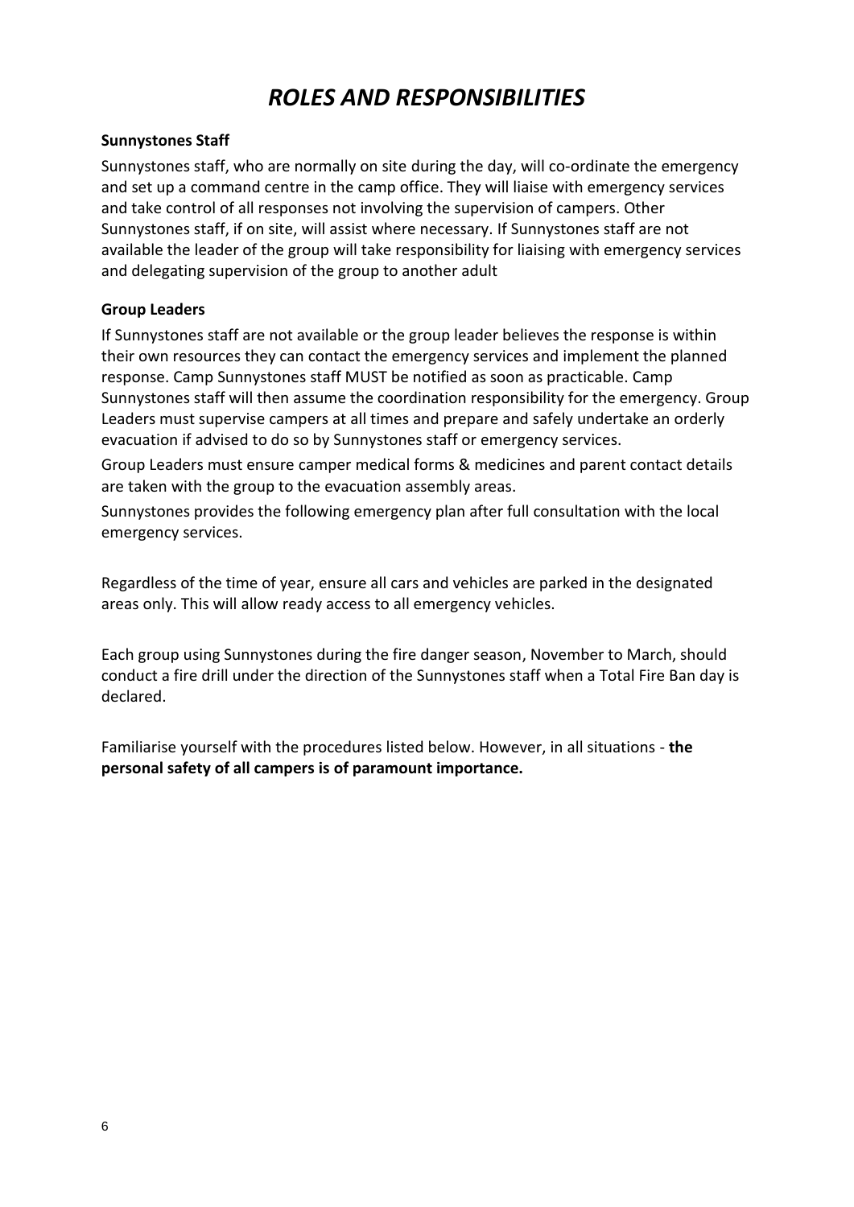# *ROLES AND RESPONSIBILITIES*

**Sunnystones Staff**

Sunnystones staff, who are normally on site during the day, will co-ordinate the emergency and set up a command centre in the camp office. They will liaise with emergency services and take control of all responses not involving the supervision of campers. Other Sunnystones staff, if on site, will assist where necessary. If Sunnystones staff are not available the leader of the group will take responsibility for liaising with emergency services and delegating supervision of the group to another adult

**Group Leaders**

If Sunnystones staff are not available or the group leader believes the response is within their own resources they can contact the emergency services and implement the planned response. Camp Sunnystones staff MUST be notified as soon as practicable. Camp Sunnystones staff will then assume the coordination responsibility for the emergency. Group Leaders must supervise campers at all times and prepare and safely undertake an orderly evacuation if advised to do so by Sunnystones staff or emergency services.

Group Leaders must ensure camper medical forms & medicines and parent contact details are taken with the group to the evacuation assembly areas.

Sunnystones provides the following emergency plan after full consultation with the local emergency services.

Regardless of the time of year, ensure all cars and vehicles are parked in the designated areas only. This will allow ready access to all emergency vehicles.

Each group using Sunnystones during the fire danger season, November to March, should conduct a fire drill under the direction of the Sunnystones staff when a Total Fire Ban day is declared.

Familiarise yourself with the procedures listed below. However, in all situations - **the personal safety of all campers is of paramount importance.**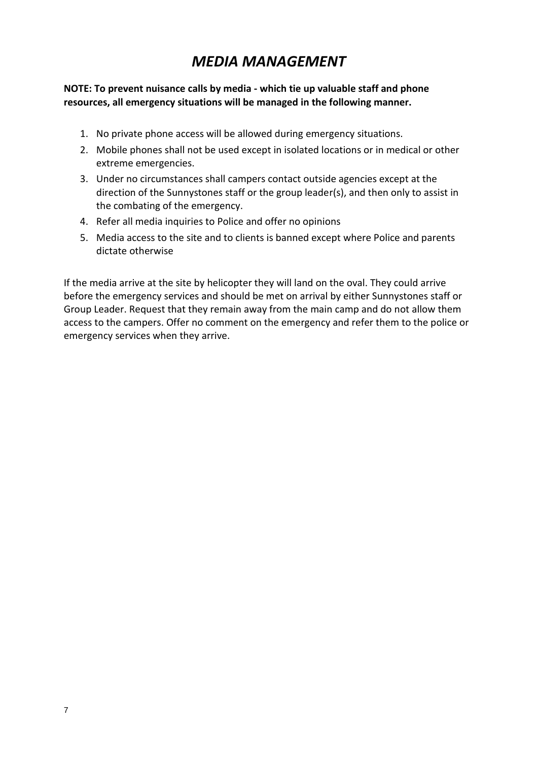# *MEDIA MANAGEMENT*

**NOTE: To prevent nuisance calls by media - which tie up valuable staff and phone resources, all emergency situations will be managed in the following manner.**

1. No private phone access will be allowed during emergency situations.
2. Mobile phones shall not be used except in isolated locations or in medical or other extreme emergencies.
3. Under no circumstances shall campers contact outside agencies except at the direction of the Sunnystones staff or the group leader(s), and then only to assist in the combating of the emergency.
4. Refer all media inquiries to Police and offer no opinions
5. Media access to the site and to clients is banned except where Police and parents dictate otherwise

If the media arrive at the site by helicopter they will land on the oval. They could arrive before the emergency services and should be met on arrival by either Sunnystones staff or Group Leader. Request that they remain away from the main camp and do not allow them access to the campers. Offer no comment on the emergency and refer them to the police or emergency services when they arrive.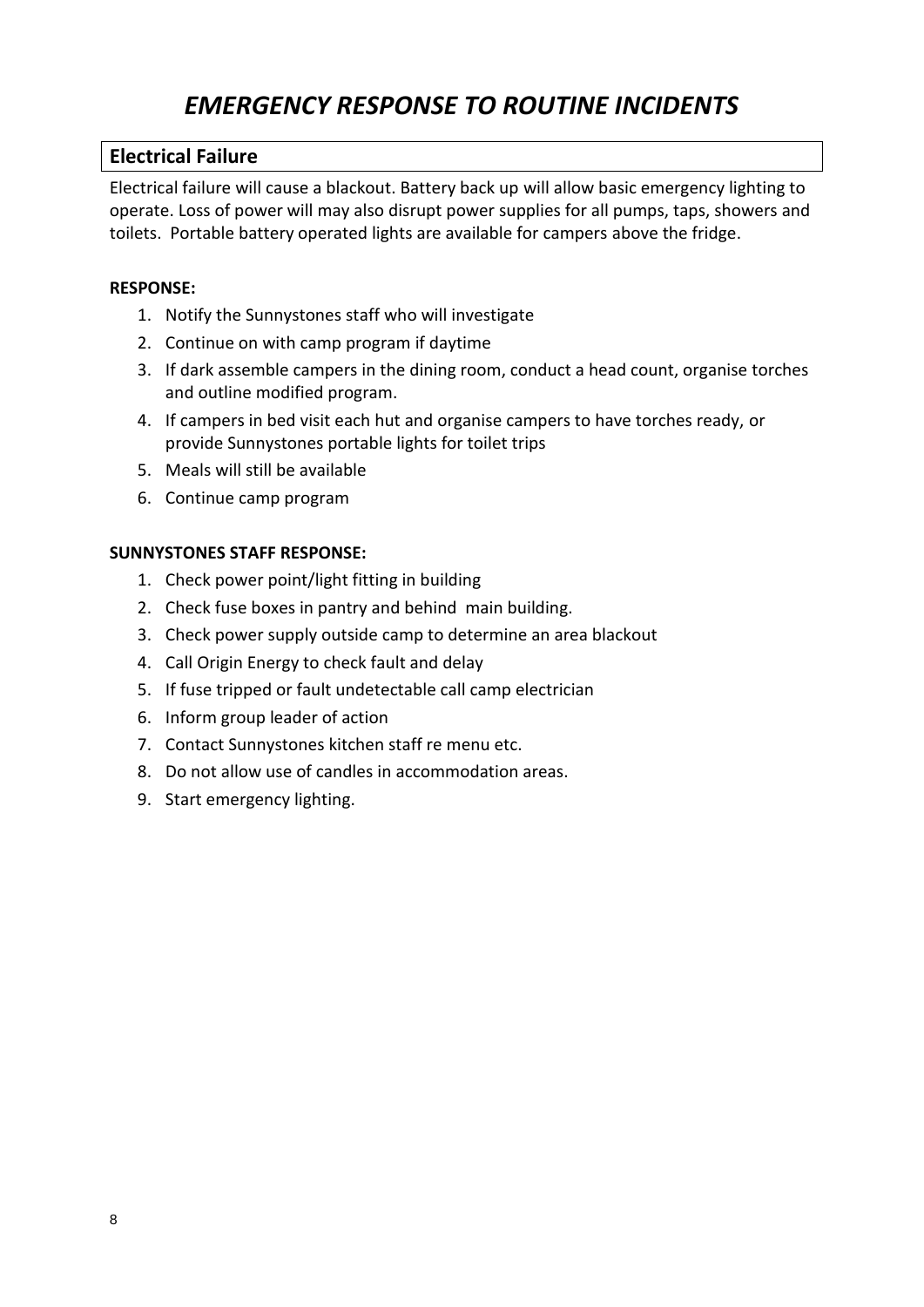# *EMERGENCY RESPONSE TO ROUTINE INCIDENTS*

## Electrical Failure

Electrical failure will cause a blackout. Battery back up will allow basic emergency lighting to operate. Loss of power will may also disrupt power supplies for all pumps, taps, showers and toilets. Portable battery operated lights are available for campers above the fridge.

**RESPONSE:**

1. Notify the Sunnystones staff who will investigate
2. Continue on with camp program if daytime
3. If dark assemble campers in the dining room, conduct a head count, organise torches and outline modified program.
4. If campers in bed visit each hut and organise campers to have torches ready, or provide Sunnystones portable lights for toilet trips
5. Meals will still be available
6. Continue camp program

**SUNNYSTONES STAFF RESPONSE:**

1. Check power point/light fitting in building
2. Check fuse boxes in pantry and behind main building.
3. Check power supply outside camp to determine an area blackout
4. Call Origin Energy to check fault and delay
5. If fuse tripped or fault undetectable call camp electrician
6. Inform group leader of action
7. Contact Sunnystones kitchen staff re menu etc.
8. Do not allow use of candles in accommodation areas.
9. Start emergency lighting.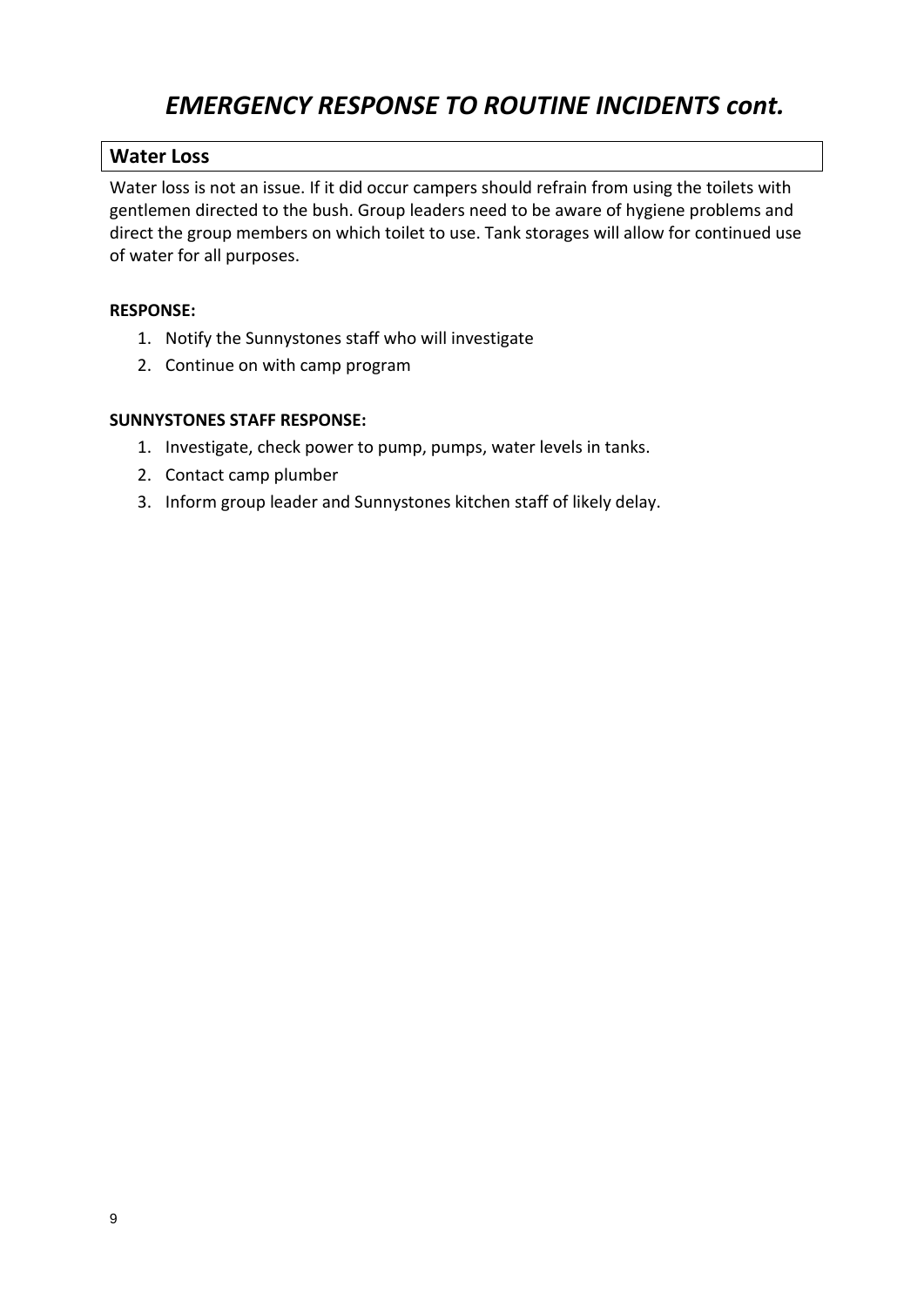# *EMERGENCY RESPONSE TO ROUTINE INCIDENTS cont.*

## Water Loss

Water loss is not an issue. If it did occur campers should refrain from using the toilets with gentlemen directed to the bush. Group leaders need to be aware of hygiene problems and direct the group members on which toilet to use. Tank storages will allow for continued use of water for all purposes.

**RESPONSE:**

1. Notify the Sunnystones staff who will investigate
2. Continue on with camp program

**SUNNYSTONES STAFF RESPONSE:**

1. Investigate, check power to pump, pumps, water levels in tanks.
2. Contact camp plumber
3. Inform group leader and Sunnystones kitchen staff of likely delay.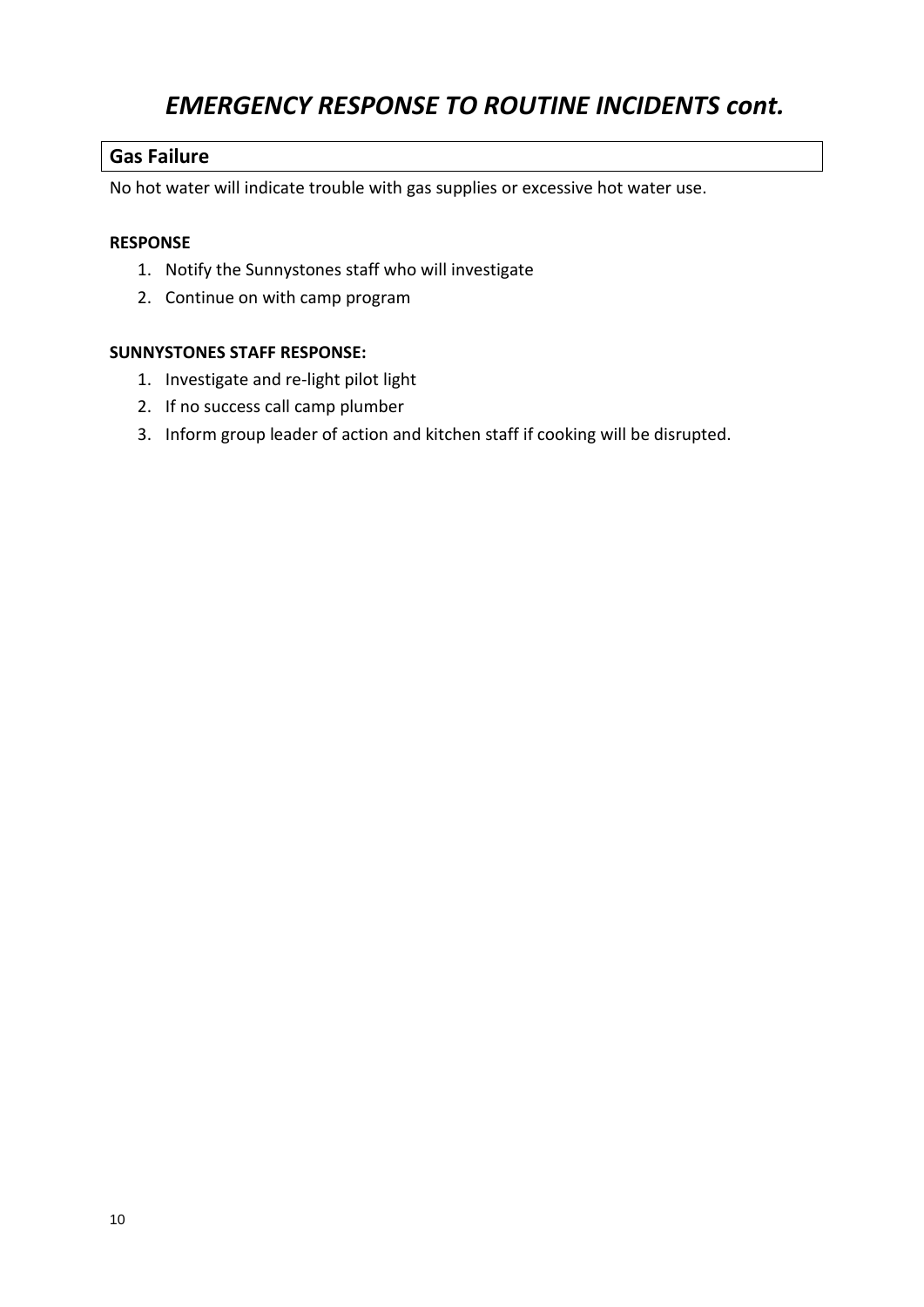# *EMERGENCY RESPONSE TO ROUTINE INCIDENTS cont.*

## Gas Failure

No hot water will indicate trouble with gas supplies or excessive hot water use.

**RESPONSE**

1. Notify the Sunnystones staff who will investigate
2. Continue on with camp program

**SUNNYSTONES STAFF RESPONSE:**

1. Investigate and re-light pilot light
2. If no success call camp plumber
3. Inform group leader of action and kitchen staff if cooking will be disrupted.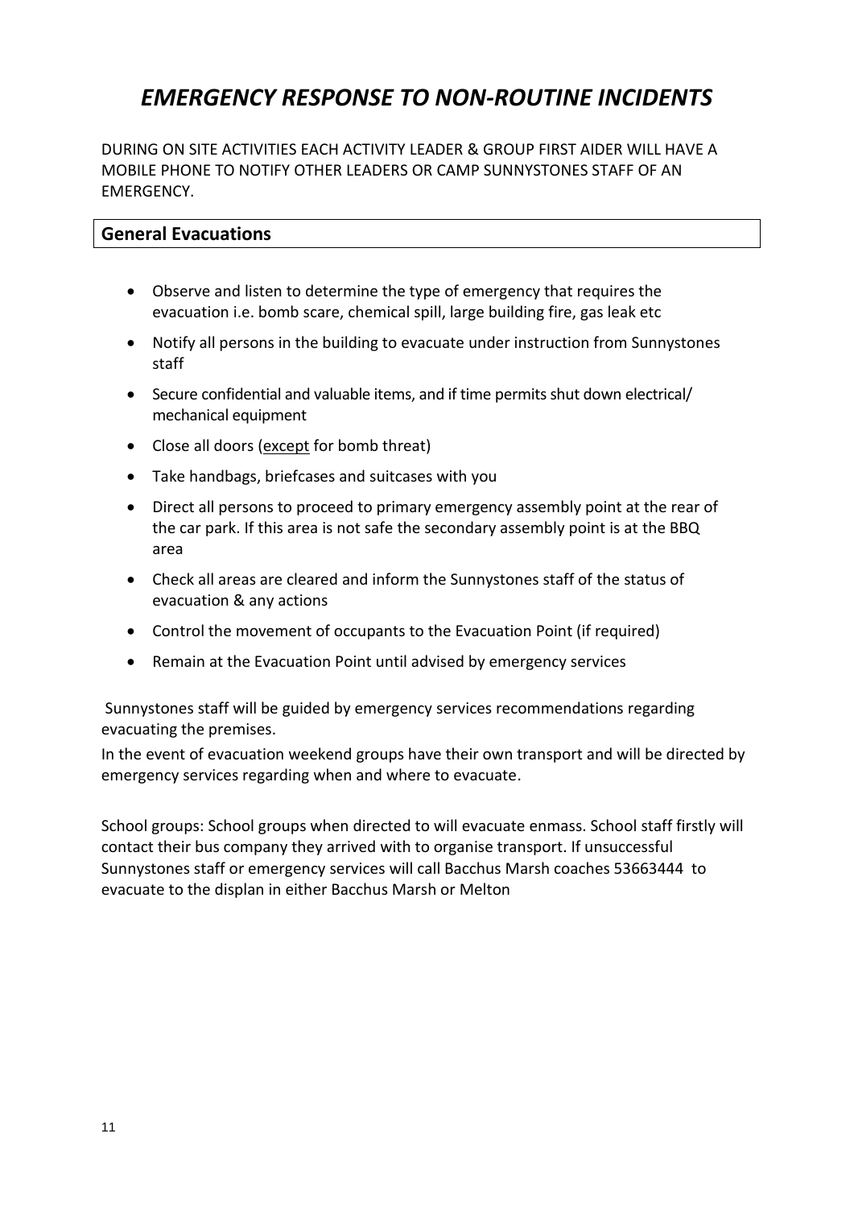# *EMERGENCY RESPONSE TO NON-ROUTINE INCIDENTS*

DURING ON SITE ACTIVITIES EACH ACTIVITY LEADER & GROUP FIRST AIDER WILL HAVE A MOBILE PHONE TO NOTIFY OTHER LEADERS OR CAMP SUNNYSTONES STAFF OF AN EMERGENCY.

## General Evacuations

- Observe and listen to determine the type of emergency that requires the evacuation i.e. bomb scare, chemical spill, large building fire, gas leak etc
- Notify all persons in the building to evacuate under instruction from Sunnystones staff
- Secure confidential and valuable items, and if time permits shut down electrical/ mechanical equipment
- Close all doors (<u>except</u> for bomb threat)
- Take handbags, briefcases and suitcases with you
- Direct all persons to proceed to primary emergency assembly point at the rear of the car park. If this area is not safe the secondary assembly point is at the BBQ area
- Check all areas are cleared and inform the Sunnystones staff of the status of evacuation & any actions
- Control the movement of occupants to the Evacuation Point (if required)
- Remain at the Evacuation Point until advised by emergency services

Sunnystones staff will be guided by emergency services recommendations regarding evacuating the premises.

In the event of evacuation weekend groups have their own transport and will be directed by emergency services regarding when and where to evacuate.

School groups: School groups when directed to will evacuate enmass. School staff firstly will contact their bus company they arrived with to organise transport. If unsuccessful Sunnystones staff or emergency services will call Bacchus Marsh coaches 53663444 to evacuate to the displan in either Bacchus Marsh or Melton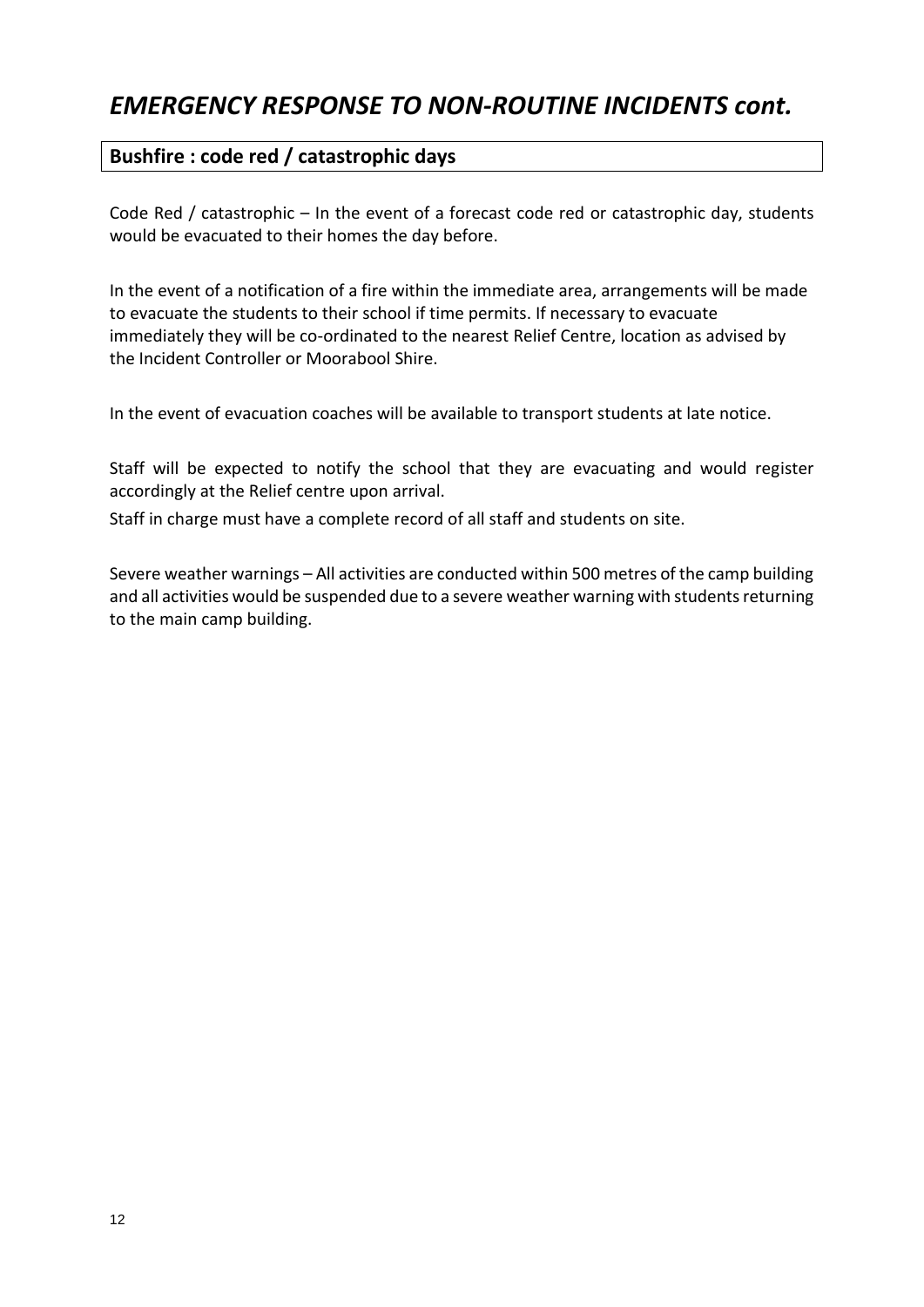# *EMERGENCY RESPONSE TO NON-ROUTINE INCIDENTS cont.*

## Bushfire : code red / catastrophic days

Code Red / catastrophic – In the event of a forecast code red or catastrophic day, students would be evacuated to their homes the day before.

In the event of a notification of a fire within the immediate area, arrangements will be made to evacuate the students to their school if time permits. If necessary to evacuate immediately they will be co-ordinated to the nearest Relief Centre, location as advised by the Incident Controller or Moorabool Shire.

In the event of evacuation coaches will be available to transport students at late notice.

Staff will be expected to notify the school that they are evacuating and would register accordingly at the Relief centre upon arrival.

Staff in charge must have a complete record of all staff and students on site.

Severe weather warnings – All activities are conducted within 500 metres of the camp building and all activities would be suspended due to a severe weather warning with students returning to the main camp building.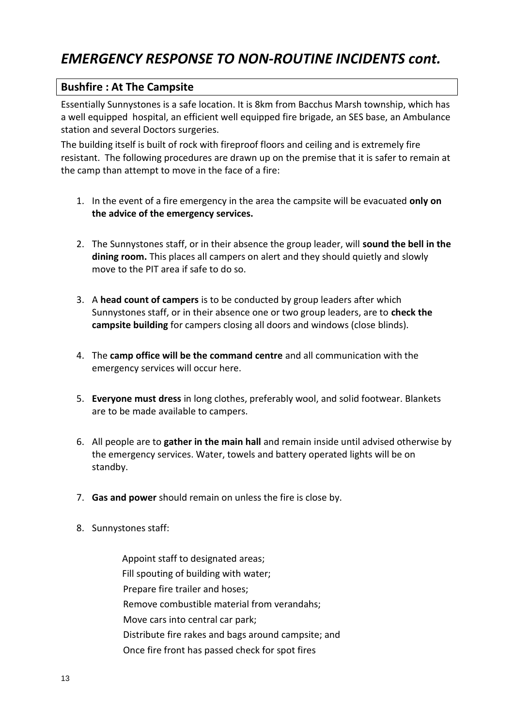# *EMERGENCY RESPONSE TO NON-ROUTINE INCIDENTS cont.*

## Bushfire : At The Campsite

Essentially Sunnystones is a safe location. It is 8km from Bacchus Marsh township, which has a well equipped hospital, an efficient well equipped fire brigade, an SES base, an Ambulance station and several Doctors surgeries.

The building itself is built of rock with fireproof floors and ceiling and is extremely fire resistant. The following procedures are drawn up on the premise that it is safer to remain at the camp than attempt to move in the face of a fire:

1. In the event of a fire emergency in the area the campsite will be evacuated **only on the advice of the emergency services.**

2. The Sunnystones staff, or in their absence the group leader, will **sound the bell in the dining room.** This places all campers on alert and they should quietly and slowly move to the PIT area if safe to do so.

3. A **head count of campers** is to be conducted by group leaders after which Sunnystones staff, or in their absence one or two group leaders, are to **check the campsite building** for campers closing all doors and windows (close blinds).

4. The **camp office will be the command centre** and all communication with the emergency services will occur here.

5. **Everyone must dress** in long clothes, preferably wool, and solid footwear. Blankets are to be made available to campers.

6. All people are to **gather in the main hall** and remain inside until advised otherwise by the emergency services. Water, towels and battery operated lights will be on standby.

7. **Gas and power** should remain on unless the fire is close by.

8. Sunnystones staff:

    Appoint staff to designated areas;
    Fill spouting of building with water;
    Prepare fire trailer and hoses;
    Remove combustible material from verandahs;
    Move cars into central car park;
    Distribute fire rakes and bags around campsite; and
    Once fire front has passed check for spot fires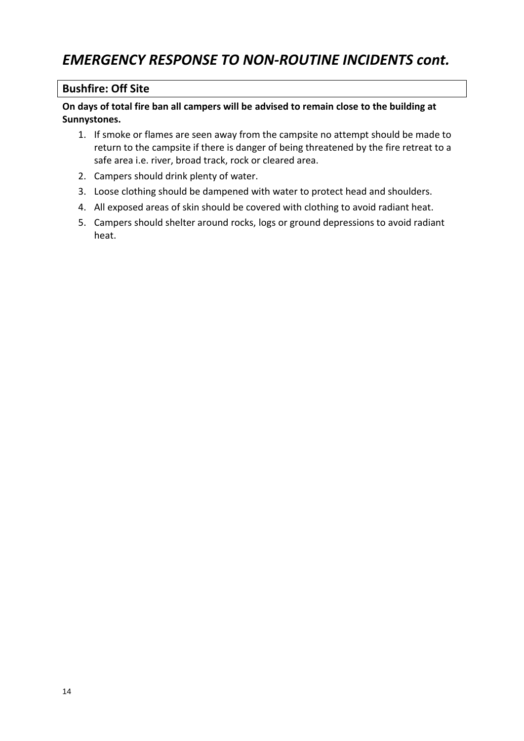# *EMERGENCY RESPONSE TO NON-ROUTINE INCIDENTS cont.*

## Bushfire: Off Site

**On days of total fire ban all campers will be advised to remain close to the building at Sunnystones.**

1. If smoke or flames are seen away from the campsite no attempt should be made to return to the campsite if there is danger of being threatened by the fire retreat to a safe area i.e. river, broad track, rock or cleared area.
2. Campers should drink plenty of water.
3. Loose clothing should be dampened with water to protect head and shoulders.
4. All exposed areas of skin should be covered with clothing to avoid radiant heat.
5. Campers should shelter around rocks, logs or ground depressions to avoid radiant heat.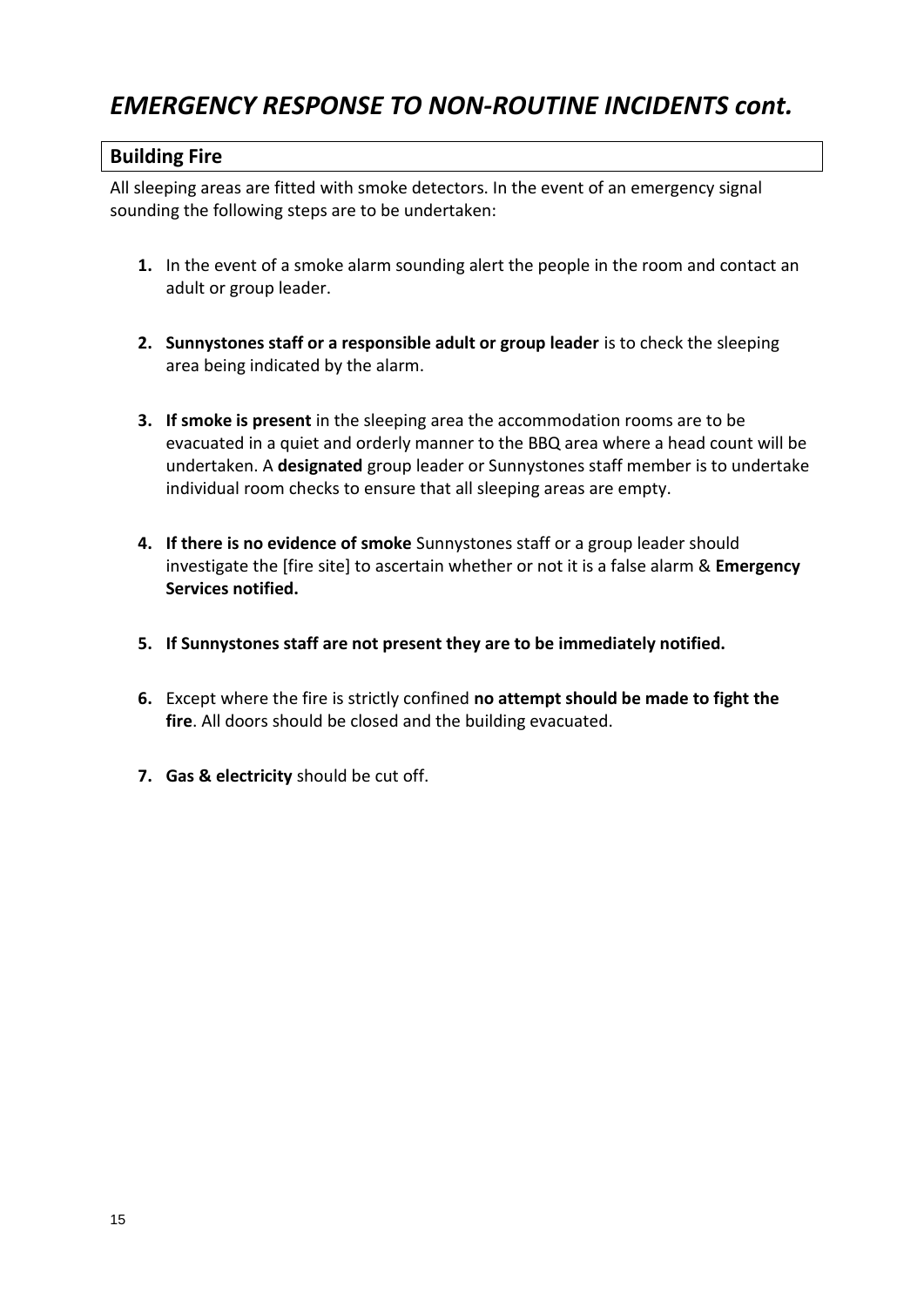# *EMERGENCY RESPONSE TO NON-ROUTINE INCIDENTS cont.*

## Building Fire

All sleeping areas are fitted with smoke detectors. In the event of an emergency signal sounding the following steps are to be undertaken:

1. In the event of a smoke alarm sounding alert the people in the room and contact an adult or group leader.

2. **Sunnystones staff or a responsible adult or group leader** is to check the sleeping area being indicated by the alarm.

3. **If smoke is present** in the sleeping area the accommodation rooms are to be evacuated in a quiet and orderly manner to the BBQ area where a head count will be undertaken. A **designated** group leader or Sunnystones staff member is to undertake individual room checks to ensure that all sleeping areas are empty.

4. **If there is no evidence of smoke** Sunnystones staff or a group leader should investigate the [fire site] to ascertain whether or not it is a false alarm & **Emergency Services notified.**

5. **If Sunnystones staff are not present they are to be immediately notified.**

6. Except where the fire is strictly confined **no attempt should be made to fight the fire**. All doors should be closed and the building evacuated.

7. **Gas & electricity** should be cut off.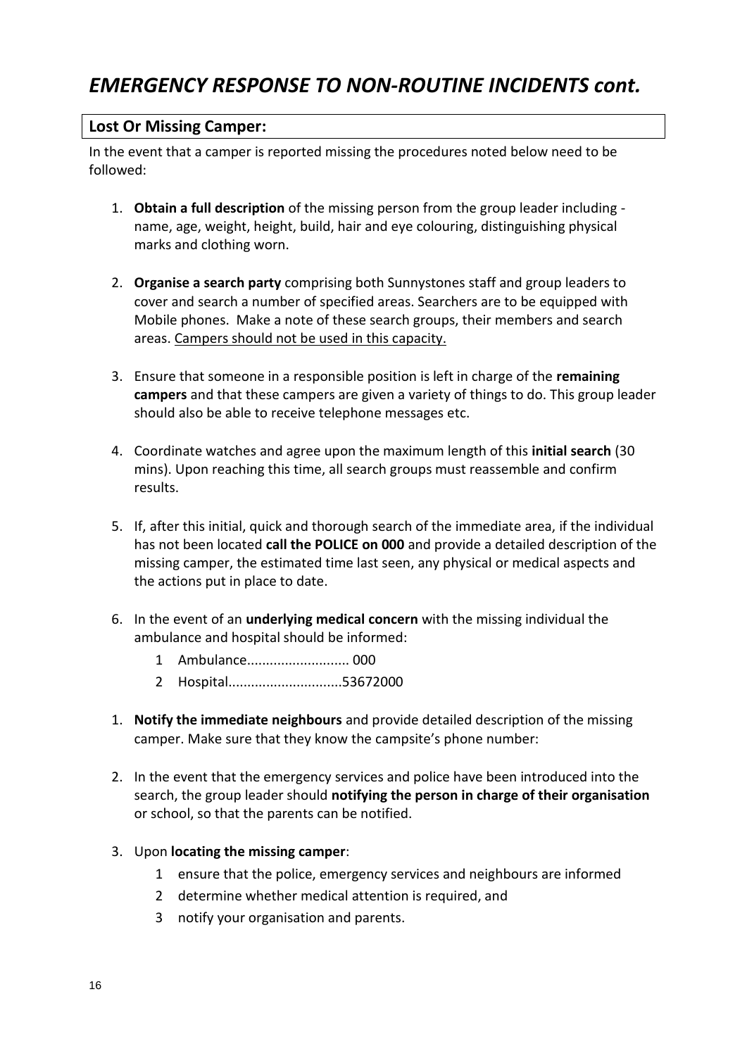# *EMERGENCY RESPONSE TO NON-ROUTINE INCIDENTS cont.*

## Lost Or Missing Camper:

In the event that a camper is reported missing the procedures noted below need to be followed:

1. **Obtain a full description** of the missing person from the group leader including - name, age, weight, height, build, hair and eye colouring, distinguishing physical marks and clothing worn.

2. **Organise a search party** comprising both Sunnystones staff and group leaders to cover and search a number of specified areas. Searchers are to be equipped with Mobile phones. Make a note of these search groups, their members and search areas. <u>Campers should not be used in this capacity.</u>

3. Ensure that someone in a responsible position is left in charge of the **remaining campers** and that these campers are given a variety of things to do. This group leader should also be able to receive telephone messages etc.

4. Coordinate watches and agree upon the maximum length of this **initial search** (30 mins). Upon reaching this time, all search groups must reassemble and confirm results.

5. If, after this initial, quick and thorough search of the immediate area, if the individual has not been located **call the POLICE on 000** and provide a detailed description of the missing camper, the estimated time last seen, any physical or medical aspects and the actions put in place to date.

6. In the event of an **underlying medical concern** with the missing individual the ambulance and hospital should be informed:
    1. Ambulance........................... 000
    2. Hospital.............................53672000

1. **Notify the immediate neighbours** and provide detailed description of the missing camper. Make sure that they know the campsite's phone number:

2. In the event that the emergency services and police have been introduced into the search, the group leader should **notifying the person in charge of their organisation** or school, so that the parents can be notified.

3. Upon **locating the missing camper**:
    1. ensure that the police, emergency services and neighbours are informed
    2. determine whether medical attention is required, and
    3. notify your organisation and parents.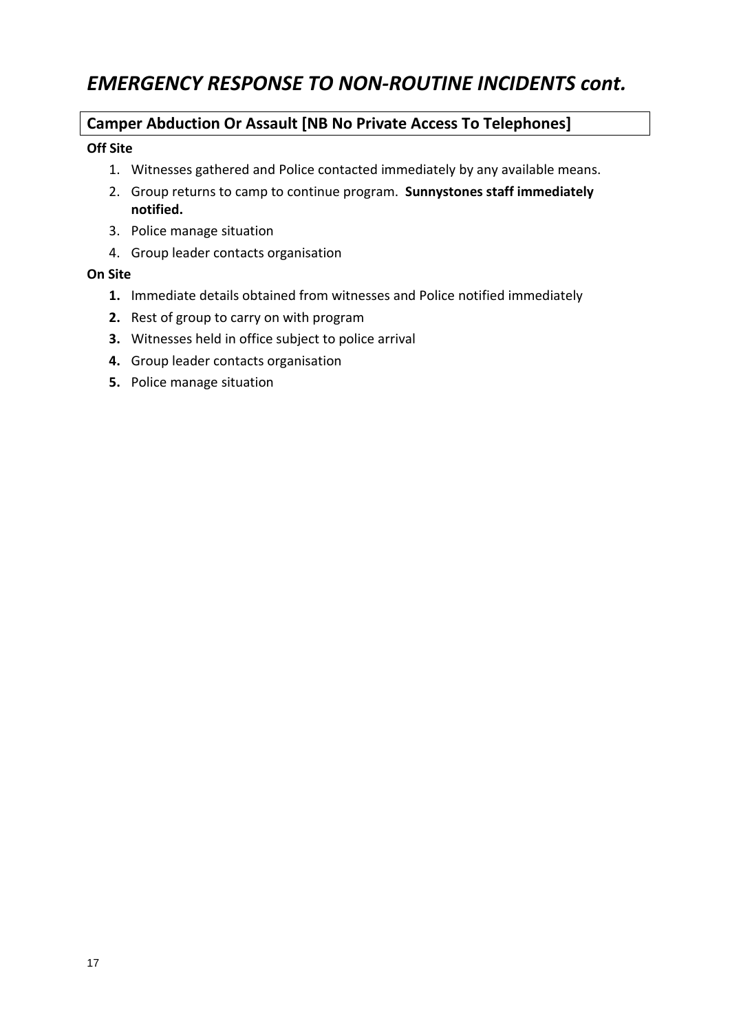# *EMERGENCY RESPONSE TO NON-ROUTINE INCIDENTS cont.*

## Camper Abduction Or Assault [NB No Private Access To Telephones]

**Off Site**

1. Witnesses gathered and Police contacted immediately by any available means.
2. Group returns to camp to continue program. **Sunnystones staff immediately notified.**
3. Police manage situation
4. Group leader contacts organisation

**On Site**

1. Immediate details obtained from witnesses and Police notified immediately
2. Rest of group to carry on with program
3. Witnesses held in office subject to police arrival
4. Group leader contacts organisation
5. Police manage situation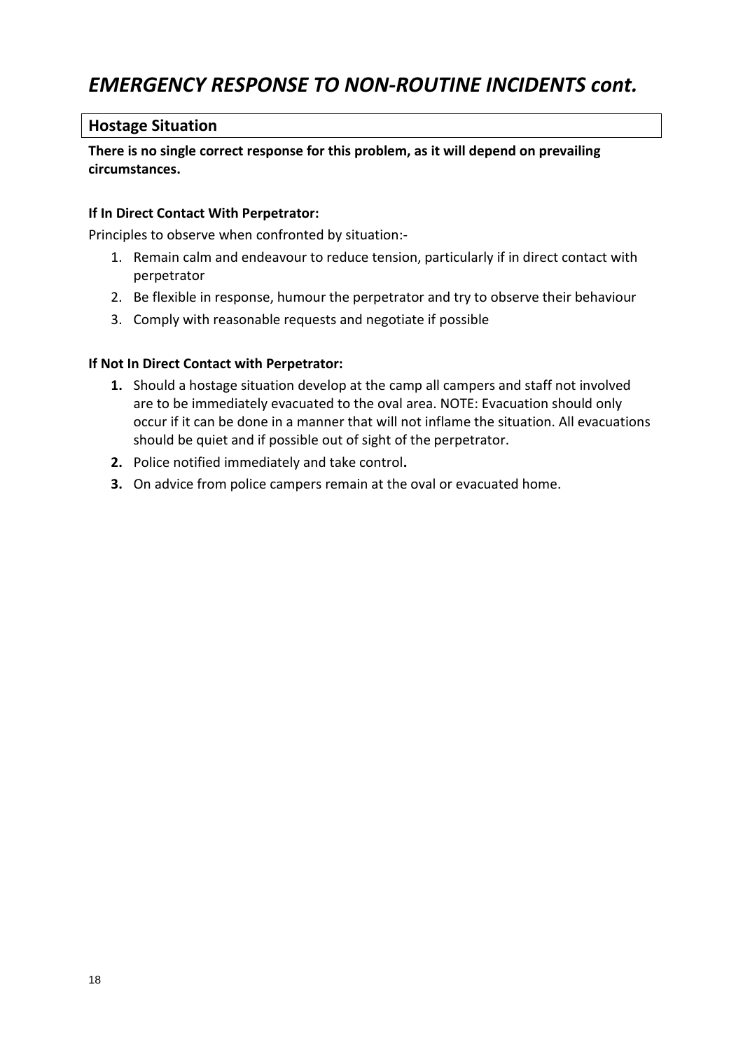# *EMERGENCY RESPONSE TO NON-ROUTINE INCIDENTS cont.*

## Hostage Situation

**There is no single correct response for this problem, as it will depend on prevailing circumstances.**

**If In Direct Contact With Perpetrator:**

Principles to observe when confronted by situation:-

1. Remain calm and endeavour to reduce tension, particularly if in direct contact with perpetrator
2. Be flexible in response, humour the perpetrator and try to observe their behaviour
3. Comply with reasonable requests and negotiate if possible

**If Not In Direct Contact with Perpetrator:**

1. Should a hostage situation develop at the camp all campers and staff not involved are to be immediately evacuated to the oval area. NOTE: Evacuation should only occur if it can be done in a manner that will not inflame the situation. All evacuations should be quiet and if possible out of sight of the perpetrator.
2. Police notified immediately and take control**.**
3. On advice from police campers remain at the oval or evacuated home.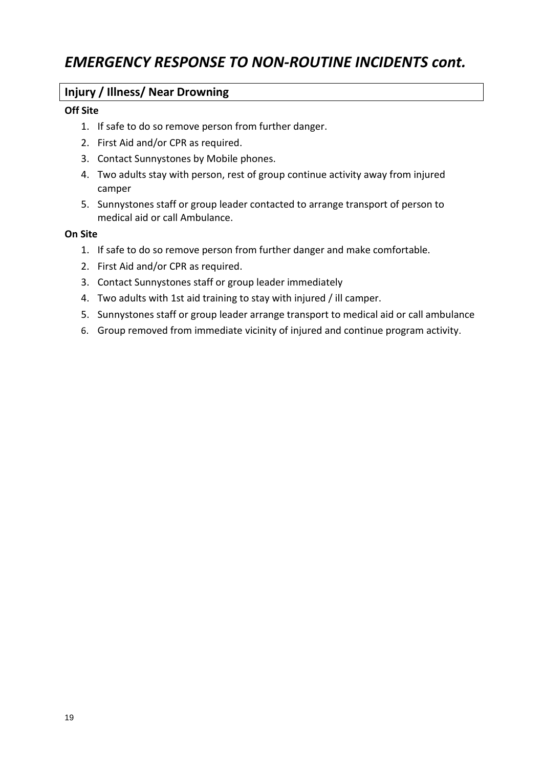# *EMERGENCY RESPONSE TO NON-ROUTINE INCIDENTS cont.*

## Injury / Illness/ Near Drowning

**Off Site**

1. If safe to do so remove person from further danger.
2. First Aid and/or CPR as required.
3. Contact Sunnystones by Mobile phones.
4. Two adults stay with person, rest of group continue activity away from injured camper
5. Sunnystones staff or group leader contacted to arrange transport of person to medical aid or call Ambulance.

**On Site**

1. If safe to do so remove person from further danger and make comfortable.
2. First Aid and/or CPR as required.
3. Contact Sunnystones staff or group leader immediately
4. Two adults with 1st aid training to stay with injured / ill camper.
5. Sunnystones staff or group leader arrange transport to medical aid or call ambulance
6. Group removed from immediate vicinity of injured and continue program activity.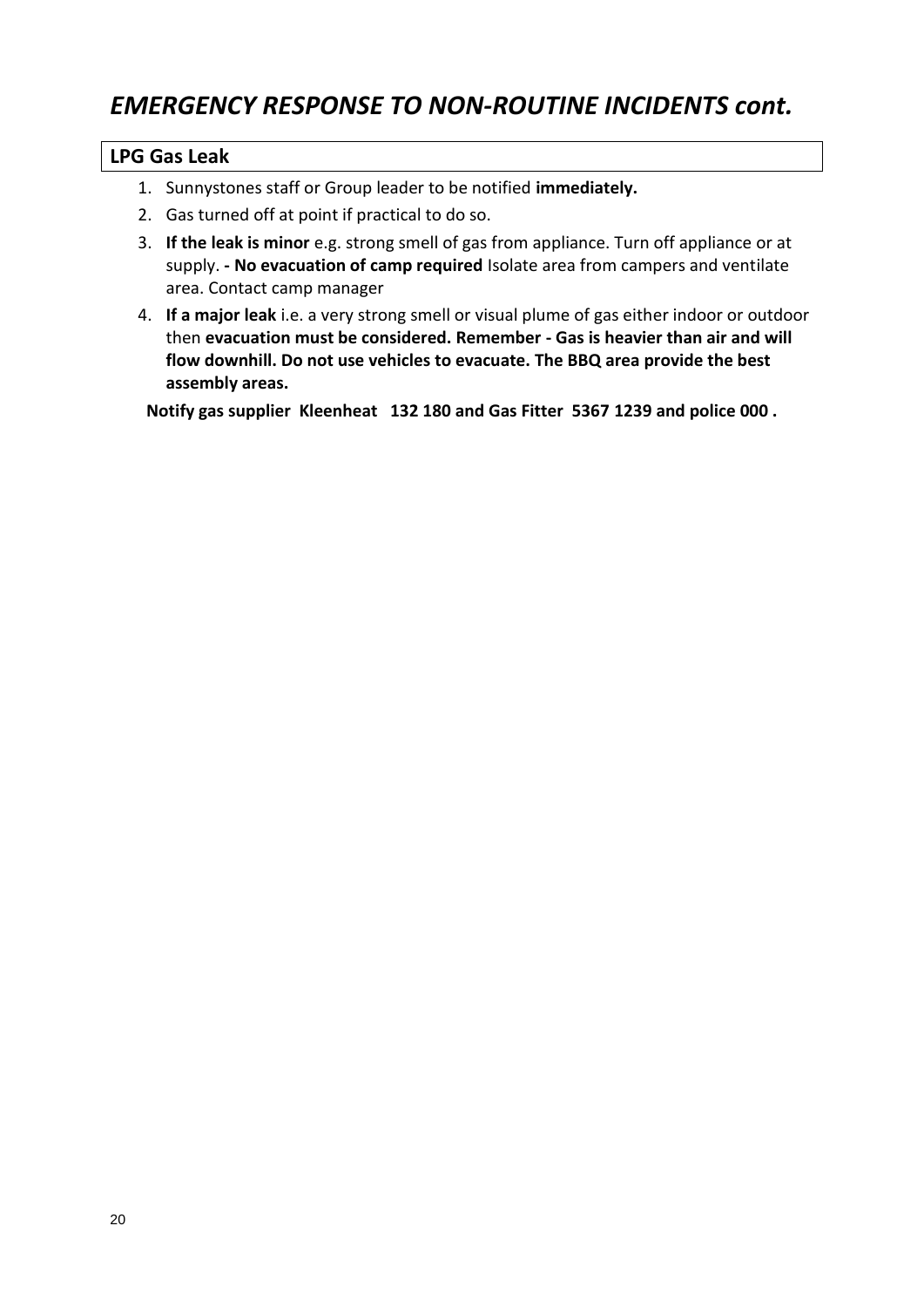# *EMERGENCY RESPONSE TO NON-ROUTINE INCIDENTS cont.*

## LPG Gas Leak

1. Sunnystones staff or Group leader to be notified **immediately.**
2. Gas turned off at point if practical to do so.
3. **If the leak is minor** e.g. strong smell of gas from appliance. Turn off appliance or at supply. **- No evacuation of camp required** Isolate area from campers and ventilate area. Contact camp manager
4. **If a major leak** i.e. a very strong smell or visual plume of gas either indoor or outdoor then **evacuation must be considered. Remember - Gas is heavier than air and will flow downhill. Do not use vehicles to evacuate. The BBQ area provide the best assembly areas.**

**Notify gas supplier Kleenheat 132 180 and Gas Fitter 5367 1239 and police 000 .**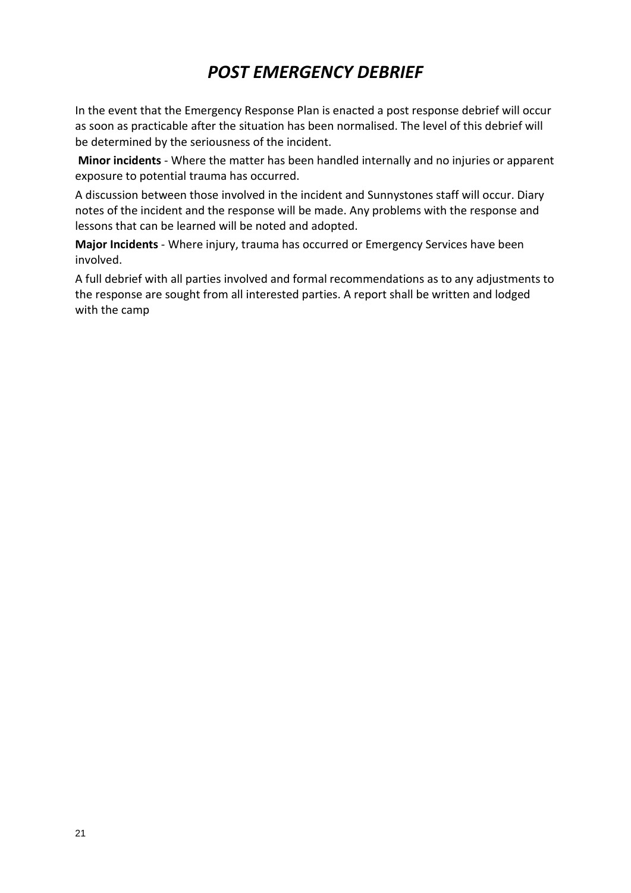# *POST EMERGENCY DEBRIEF*

In the event that the Emergency Response Plan is enacted a post response debrief will occur as soon as practicable after the situation has been normalised. The level of this debrief will be determined by the seriousness of the incident.

**Minor incidents** - Where the matter has been handled internally and no injuries or apparent exposure to potential trauma has occurred.

A discussion between those involved in the incident and Sunnystones staff will occur. Diary notes of the incident and the response will be made. Any problems with the response and lessons that can be learned will be noted and adopted.

**Major Incidents** - Where injury, trauma has occurred or Emergency Services have been involved.

A full debrief with all parties involved and formal recommendations as to any adjustments to the response are sought from all interested parties. A report shall be written and lodged with the camp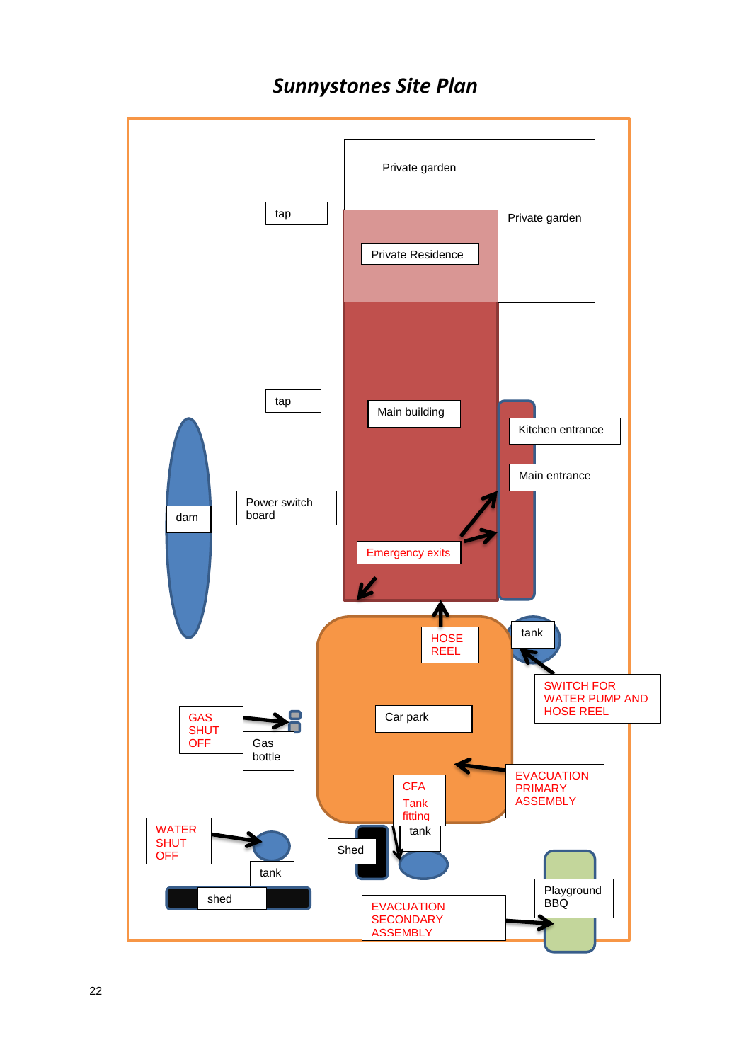# *Sunnystones Site Plan*

Private garden

Private garden

tap

Private Residence

tap

Main building

Kitchen entrance

Main entrance

dam

Power switch board

Emergency exits

HOSE REEL

tank

SWITCH FOR WATER PUMP AND HOSE REEL

GAS SHUT OFF

Gas bottle

Car park

EVACUATION PRIMARY ASSEMBLY

CFA Tank fitting

tank

WATER SHUT OFF

Shed

tank

shed

Playground BBQ

EVACUATION SECONDARY ASSEMBLY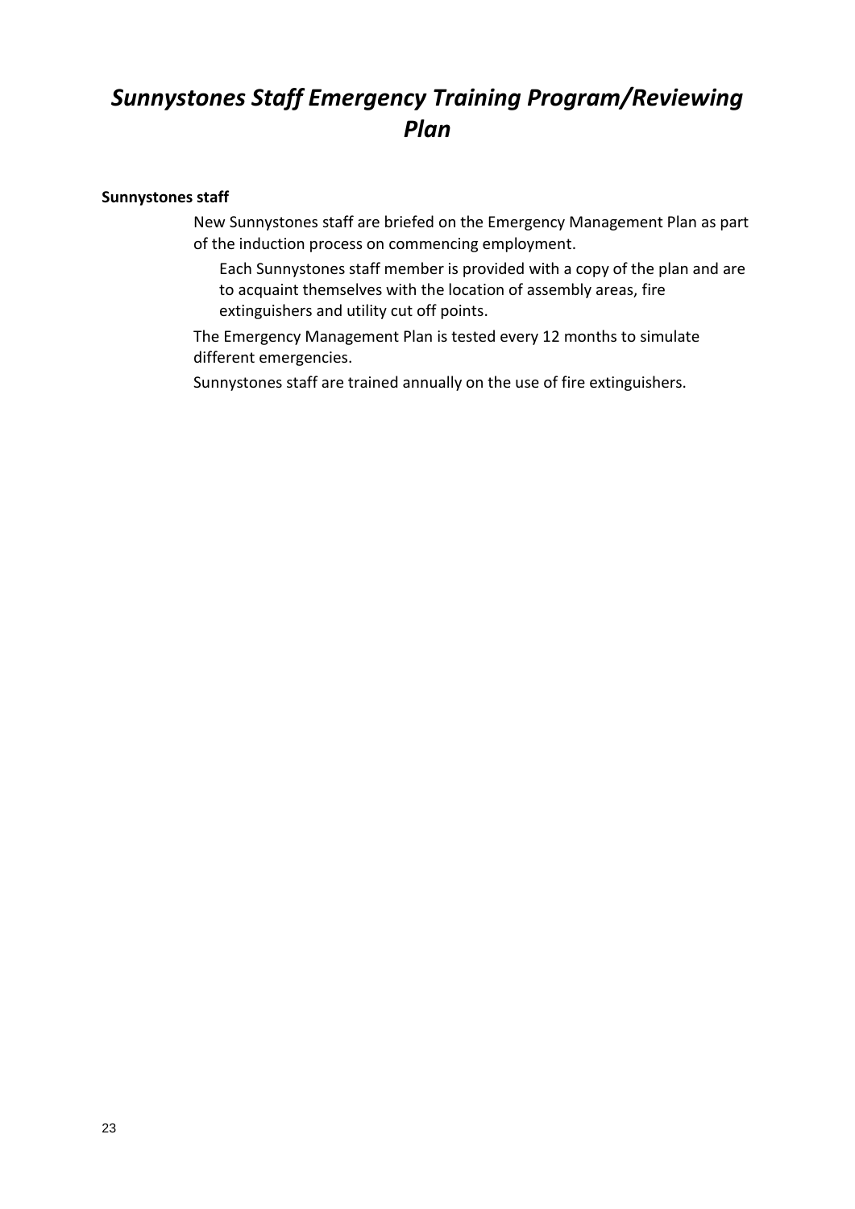# *Sunnystones Staff Emergency Training Program/Reviewing Plan*

**Sunnystones staff**

New Sunnystones staff are briefed on the Emergency Management Plan as part of the induction process on commencing employment.

Each Sunnystones staff member is provided with a copy of the plan and are to acquaint themselves with the location of assembly areas, fire extinguishers and utility cut off points.

The Emergency Management Plan is tested every 12 months to simulate different emergencies.

Sunnystones staff are trained annually on the use of fire extinguishers.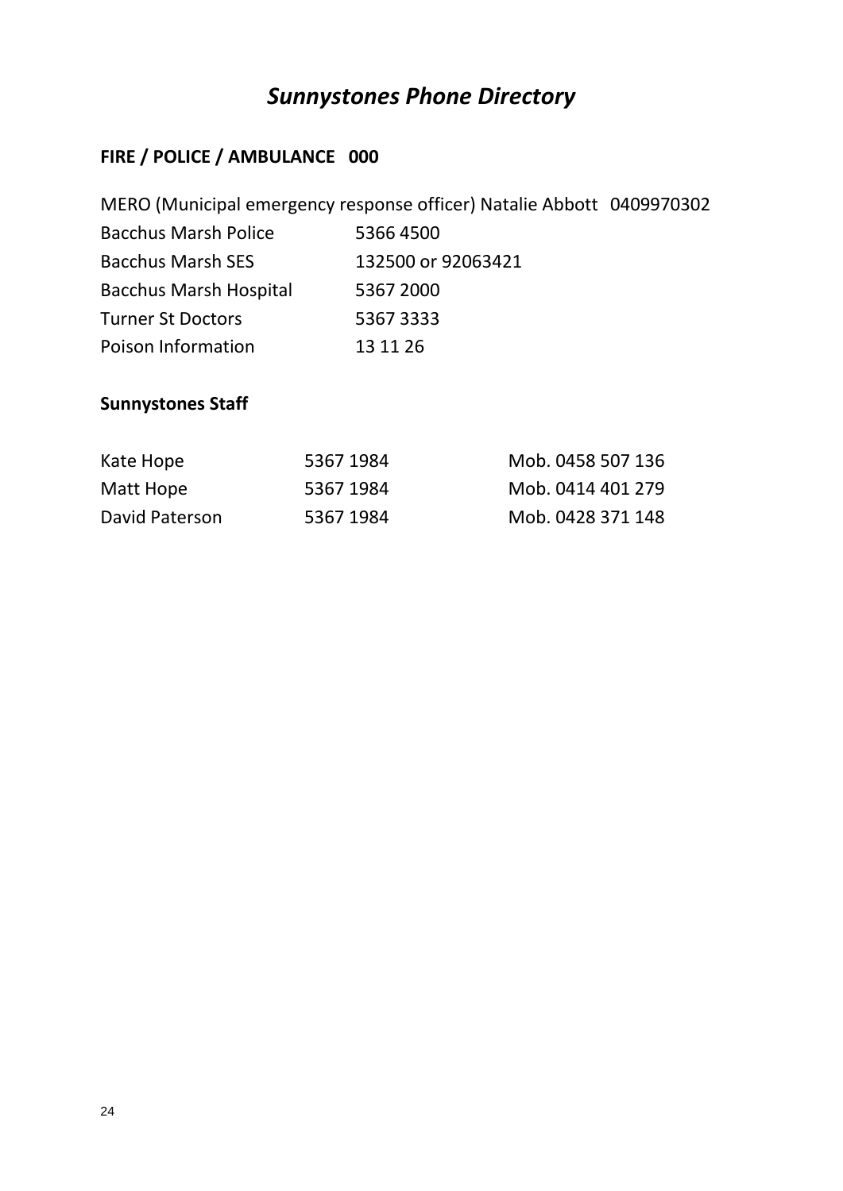# *Sunnystones Phone Directory*

**FIRE / POLICE / AMBULANCE 000**

MERO (Municipal emergency response officer) Natalie Abbott 0409970302

| | |
|---|---|
| Bacchus Marsh Police | 5366 4500 |
| Bacchus Marsh SES | 132500 or 92063421 |
| Bacchus Marsh Hospital | 5367 2000 |
| Turner St Doctors | 5367 3333 |
| Poison Information | 13 11 26 |

**Sunnystones Staff**

| | | |
|---|---|---|
| Kate Hope | 5367 1984 | Mob. 0458 507 136 |
| Matt Hope | 5367 1984 | Mob. 0414 401 279 |
| David Paterson | 5367 1984 | Mob. 0428 371 148 |